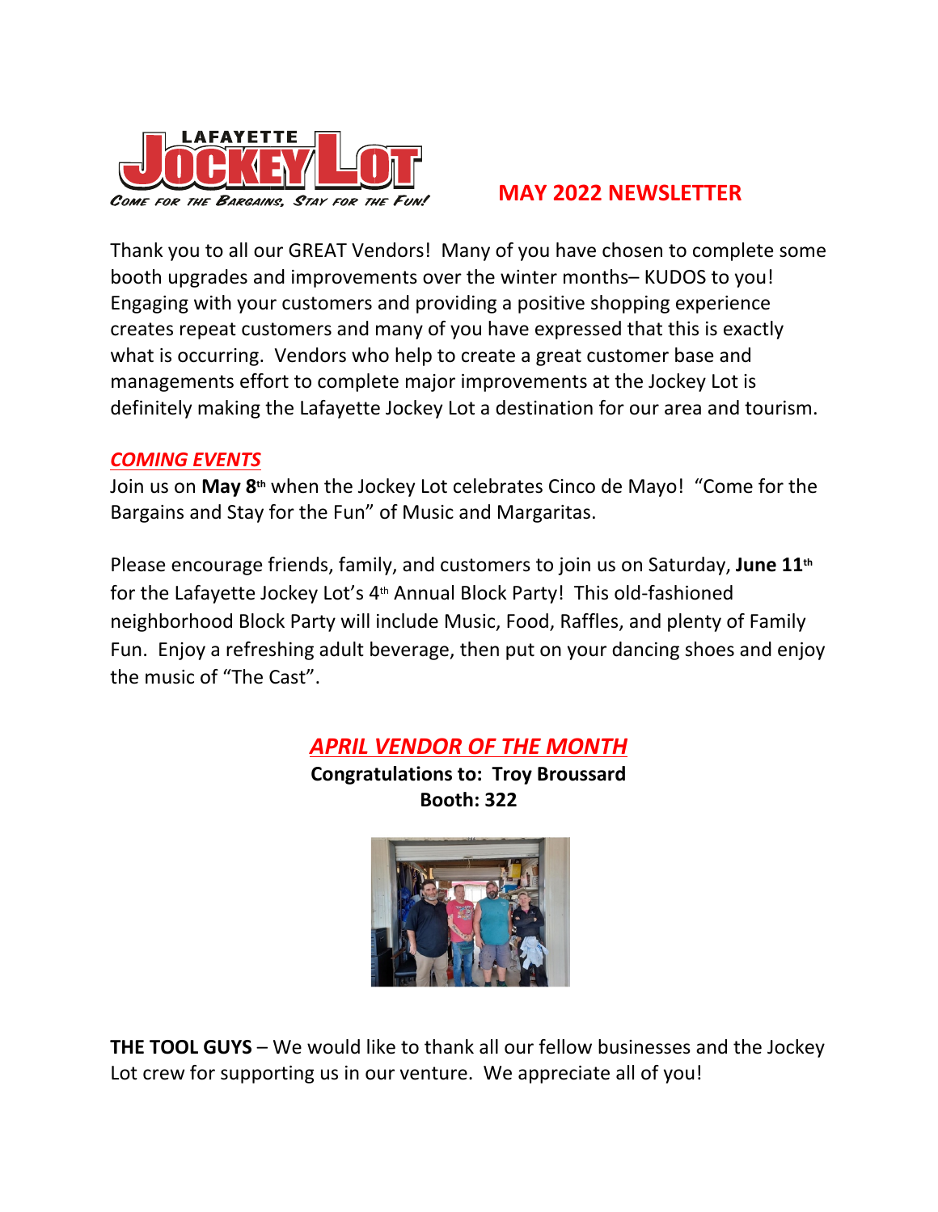LAFAYETTE JOCKEY LOT

*Come for the Bargains, Stay for the Fun!*

# MAY 2022 NEWSLETTER

Thank you to all our GREAT Vendors! Many of you have chosen to complete some booth upgrades and improvements over the winter months– KUDOS to you! Engaging with your customers and providing a positive shopping experience creates repeat customers and many of you have expressed that this is exactly what is occurring. Vendors who help to create a great customer base and managements effort to complete major improvements at the Jockey Lot is definitely making the Lafayette Jockey Lot a destination for our area and tourism.

## *COMING EVENTS*

Join us on **May 8th** when the Jockey Lot celebrates Cinco de Mayo! "Come for the Bargains and Stay for the Fun" of Music and Margaritas.

Please encourage friends, family, and customers to join us on Saturday, **June 11th** for the Lafayette Jockey Lot's 4th Annual Block Party! This old-fashioned neighborhood Block Party will include Music, Food, Raffles, and plenty of Family Fun. Enjoy a refreshing adult beverage, then put on your dancing shoes and enjoy the music of "The Cast".

## *APRIL VENDOR OF THE MONTH*

**Congratulations to: Troy Broussard**
**Booth: 322**

**THE TOOL GUYS** – We would like to thank all our fellow businesses and the Jockey Lot crew for supporting us in our venture. We appreciate all of you!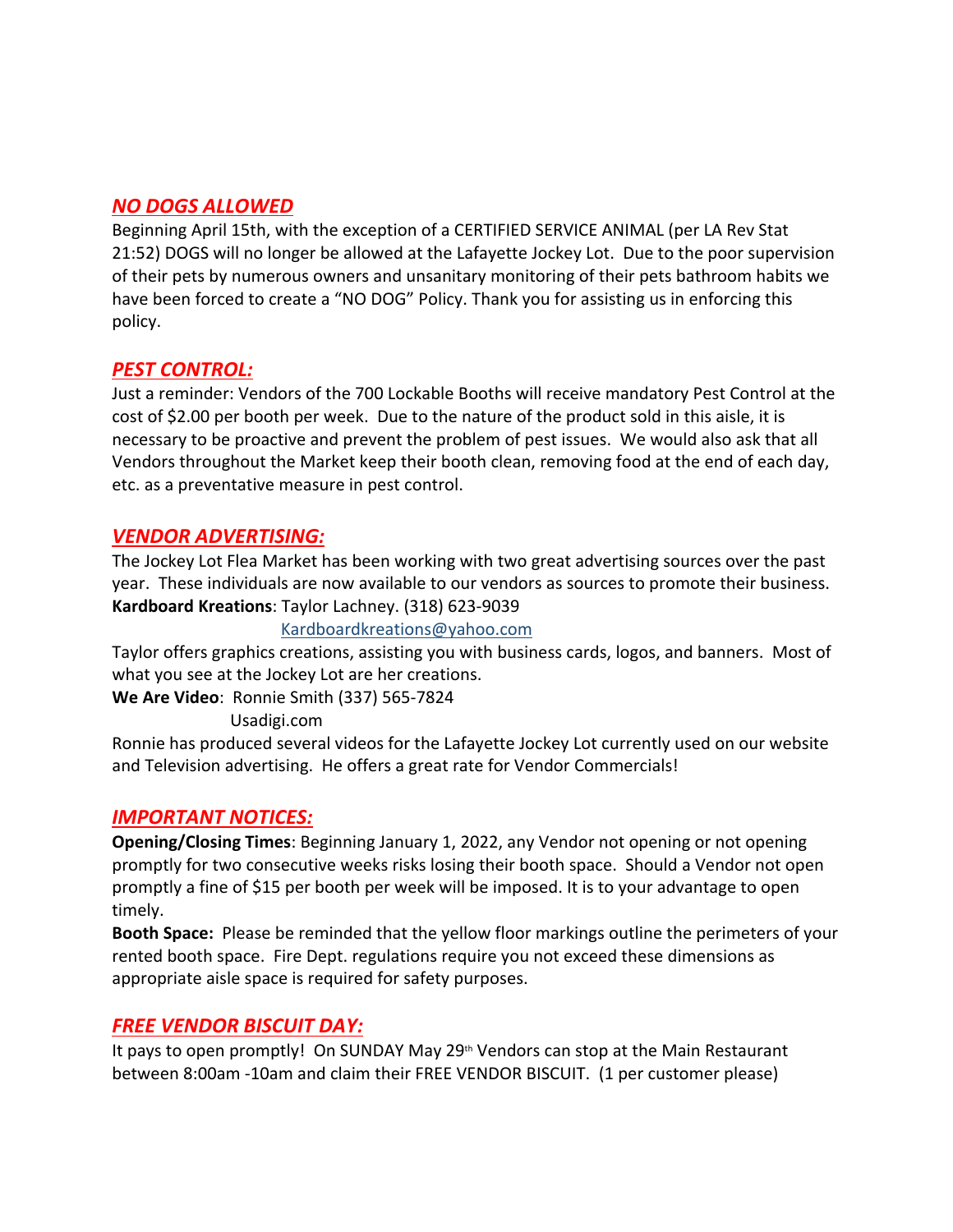## ***NO DOGS ALLOWED***

Beginning April 15th, with the exception of a CERTIFIED SERVICE ANIMAL (per LA Rev Stat 21:52) DOGS will no longer be allowed at the Lafayette Jockey Lot. Due to the poor supervision of their pets by numerous owners and unsanitary monitoring of their pets bathroom habits we have been forced to create a "NO DOG" Policy. Thank you for assisting us in enforcing this policy.

## ***PEST CONTROL:***

Just a reminder: Vendors of the 700 Lockable Booths will receive mandatory Pest Control at the cost of $2.00 per booth per week. Due to the nature of the product sold in this aisle, it is necessary to be proactive and prevent the problem of pest issues. We would also ask that all Vendors throughout the Market keep their booth clean, removing food at the end of each day, etc. as a preventative measure in pest control.

## ***VENDOR ADVERTISING:***

The Jockey Lot Flea Market has been working with two great advertising sources over the past year. These individuals are now available to our vendors as sources to promote their business.

**Kardboard Kreations**: Taylor Lachney. (318) 623-9039
Kardboardkreations@yahoo.com

Taylor offers graphics creations, assisting you with business cards, logos, and banners. Most of what you see at the Jockey Lot are her creations.

**We Are Video**: Ronnie Smith (337) 565-7824
Usadigi.com

Ronnie has produced several videos for the Lafayette Jockey Lot currently used on our website and Television advertising. He offers a great rate for Vendor Commercials!

## ***IMPORTANT NOTICES:***

**Opening/Closing Times**: Beginning January 1, 2022, any Vendor not opening or not opening promptly for two consecutive weeks risks losing their booth space. Should a Vendor not open promptly a fine of $15 per booth per week will be imposed. It is to your advantage to open timely.

**Booth Space:** Please be reminded that the yellow floor markings outline the perimeters of your rented booth space. Fire Dept. regulations require you not exceed these dimensions as appropriate aisle space is required for safety purposes.

## ***FREE VENDOR BISCUIT DAY:***

It pays to open promptly! On SUNDAY May 29th Vendors can stop at the Main Restaurant between 8:00am -10am and claim their FREE VENDOR BISCUIT. (1 per customer please)